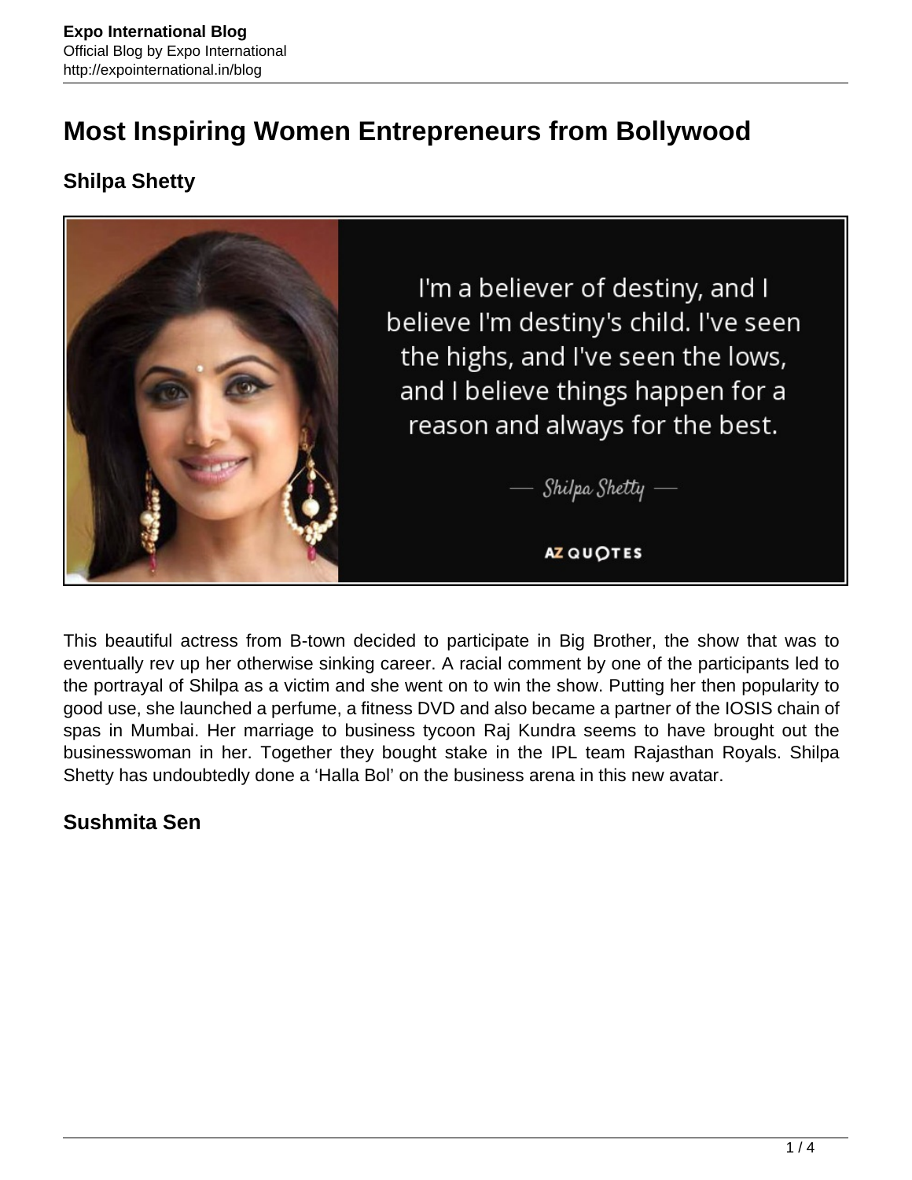# Most Inspiring Women Entrepreneurs from Bollywood

## Shilpa Shetty

This beautiful actress from B-town decided to participate in Big Brother, the show that was to eventually rev up her otherwise sinking career. A racial comment by one of the participants led to the portrayal of Shilpa as a victim and she went on to win the show. Putting her then popularity to good use, she launched a perfume, a fitness DVD and also became a partner of the IOSIS chain of spas in Mumbai. Her marriage to business tycoon Raj Kundra seems to have brought out the businesswoman in her. Together they bought stake in the IPL team Rajasthan Royals. Shilpa Shetty has undoubtedly done a 'Halla Bol' on the business arena in this new avatar.

## Sushmita Sen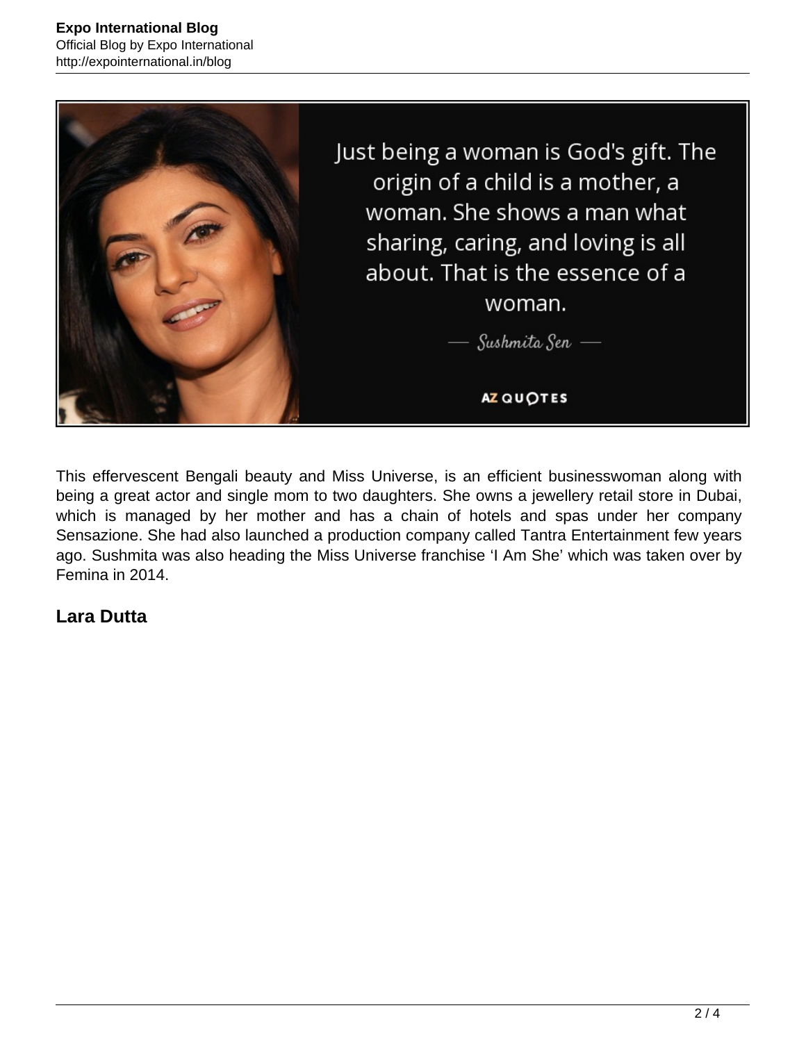This effervescent Bengali beauty and Miss Universe, is an efficient businesswoman along with being a great actor and single mom to two daughters. She owns a jewellery retail store in Dubai, which is managed by her mother and has a chain of hotels and spas under her company Sensazione. She had also launched a production company called Tantra Entertainment few years ago. Sushmita was also heading the Miss Universe franchise 'I Am She' which was taken over by Femina in 2014.

## Lara Dutta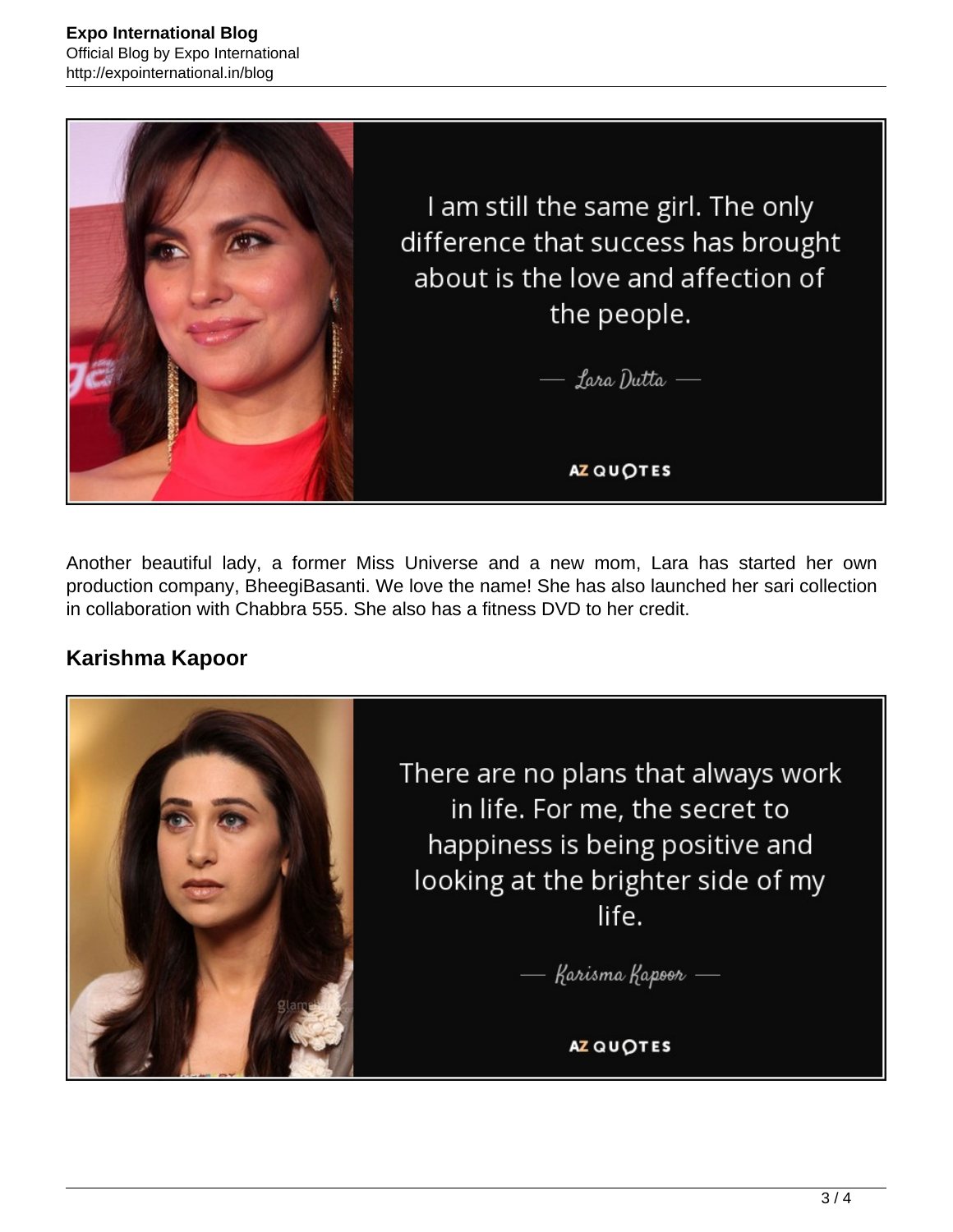I am still the same girl. The only difference that success has brought about is the love and affection of the people.

— Lara Dutta —

AZ QUOTES

Another beautiful lady, a former Miss Universe and a new mom, Lara has started her own production company, BheegiBasanti. We love the name! She has also launched her sari collection in collaboration with Chabbra 555. She also has a fitness DVD to her credit.

## Karishma Kapoor

There are no plans that always work in life. For me, the secret to happiness is being positive and looking at the brighter side of my life.

— Karisma Kapoor —

AZ QUOTES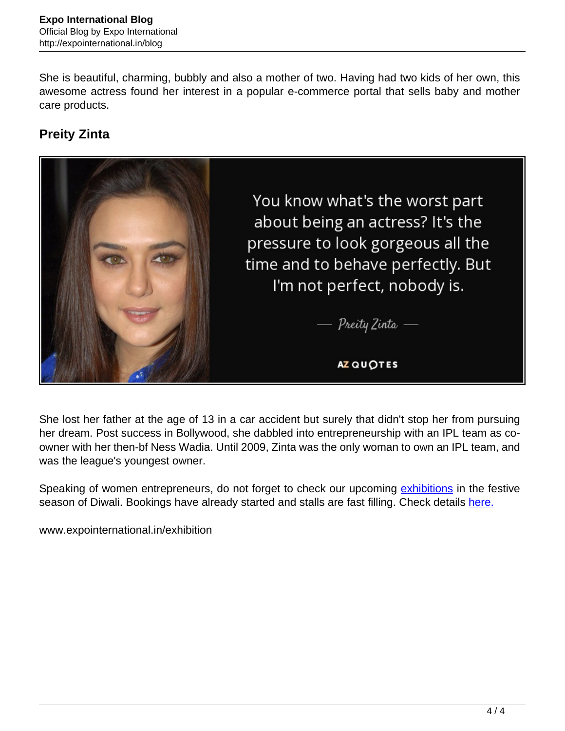She is beautiful, charming, bubbly and also a mother of two. Having had two kids of her own, this awesome actress found her interest in a popular e-commerce portal that sells baby and mother care products.

### Preity Zinta

You know what's the worst part about being an actress? It's the pressure to look gorgeous all the time and to behave perfectly. But I'm not perfect, nobody is.

— Preity Zinta —

AZ QUOTES

She lost her father at the age of 13 in a car accident but surely that didn't stop her from pursuing her dream. Post success in Bollywood, she dabbled into entrepreneurship with an IPL team as co-owner with her then-bf Ness Wadia. Until 2009, Zinta was the only woman to own an IPL team, and was the league's youngest owner.

Speaking of women entrepreneurs, do not forget to check our upcoming exhibitions in the festive season of Diwali. Bookings have already started and stalls are fast filling. Check details here.

www.expointernational.in/exhibition